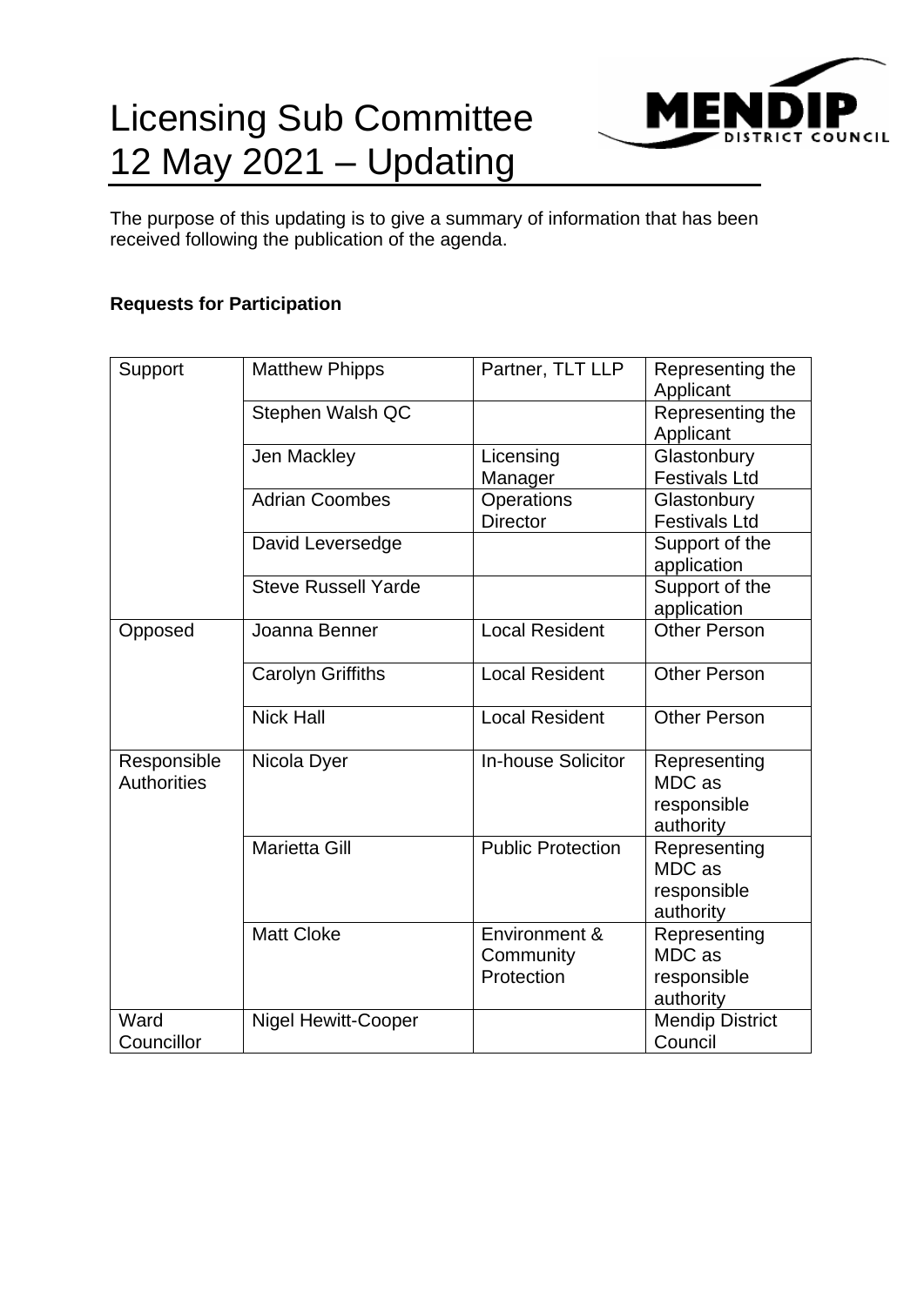# Licensing Sub Committee 12 May 2021 – Updating

The purpose of this updating is to give a summary of information that has been received following the publication of the agenda.

**Requests for Participation**

| | | | |
|---|---|---|---|
| Support | Matthew Phipps | Partner, TLT LLP | Representing the Applicant |
| | Stephen Walsh QC | | Representing the Applicant |
| | Jen Mackley | Licensing Manager | Glastonbury Festivals Ltd |
| | Adrian Coombes | Operations Director | Glastonbury Festivals Ltd |
| | David Leversedge | | Support of the application |
| | Steve Russell Yarde | | Support of the application |
| Opposed | Joanna Benner | Local Resident | Other Person |
| | Carolyn Griffiths | Local Resident | Other Person |
| | Nick Hall | Local Resident | Other Person |
| Responsible Authorities | Nicola Dyer | In-house Solicitor | Representing MDC as responsible authority |
| | Marietta Gill | Public Protection | Representing MDC as responsible authority |
| | Matt Cloke | Environment & Community Protection | Representing MDC as responsible authority |
| Ward Councillor | Nigel Hewitt-Cooper | | Mendip District Council |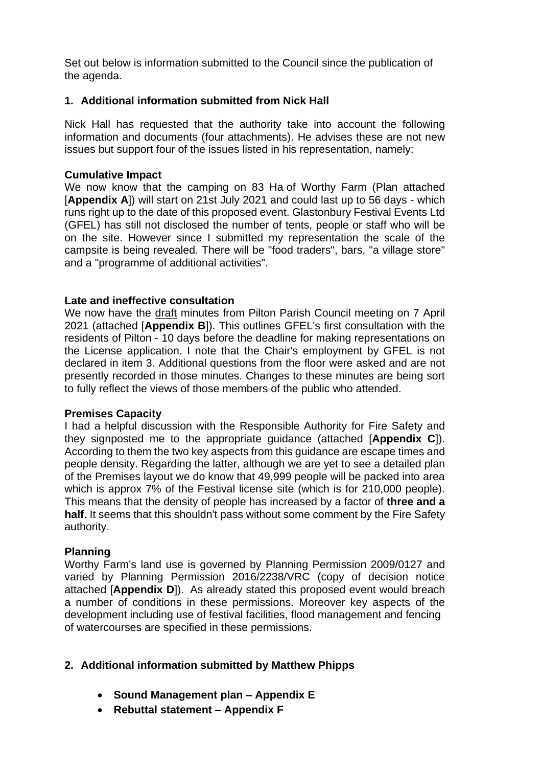Set out below is information submitted to the Council since the publication of the agenda.

## 1. Additional information submitted from Nick Hall

Nick Hall has requested that the authority take into account the following information and documents (four attachments). He advises these are not new issues but support four of the issues listed in his representation, namely:

**Cumulative Impact**
We now know that the camping on 83 Ha of Worthy Farm (Plan attached [**Appendix A**]) will start on 21st July 2021 and could last up to 56 days - which runs right up to the date of this proposed event. Glastonbury Festival Events Ltd (GFEL) has still not disclosed the number of tents, people or staff who will be on the site. However since I submitted my representation the scale of the campsite is being revealed. There will be "food traders", bars, "a village store" and a "programme of additional activities".

**Late and ineffective consultation**
We now have the draft minutes from Pilton Parish Council meeting on 7 April 2021 (attached [**Appendix B**]). This outlines GFEL's first consultation with the residents of Pilton - 10 days before the deadline for making representations on the License application. I note that the Chair's employment by GFEL is not declared in item 3. Additional questions from the floor were asked and are not presently recorded in those minutes. Changes to these minutes are being sort to fully reflect the views of those members of the public who attended.

**Premises Capacity**
I had a helpful discussion with the Responsible Authority for Fire Safety and they signposted me to the appropriate guidance (attached [**Appendix C**]). According to them the two key aspects from this guidance are escape times and people density. Regarding the latter, although we are yet to see a detailed plan of the Premises layout we do know that 49,999 people will be packed into area which is approx 7% of the Festival license site (which is for 210,000 people). This means that the density of people has increased by a factor of **three and a half**. It seems that this shouldn't pass without some comment by the Fire Safety authority.

**Planning**
Worthy Farm's land use is governed by Planning Permission 2009/0127 and varied by Planning Permission 2016/2238/VRC (copy of decision notice attached [**Appendix D**]). As already stated this proposed event would breach a number of conditions in these permissions. Moreover key aspects of the development including use of festival facilities, flood management and fencing of watercourses are specified in these permissions.

## 2. Additional information submitted by Matthew Phipps

- **Sound Management plan – Appendix E**
- **Rebuttal statement – Appendix F**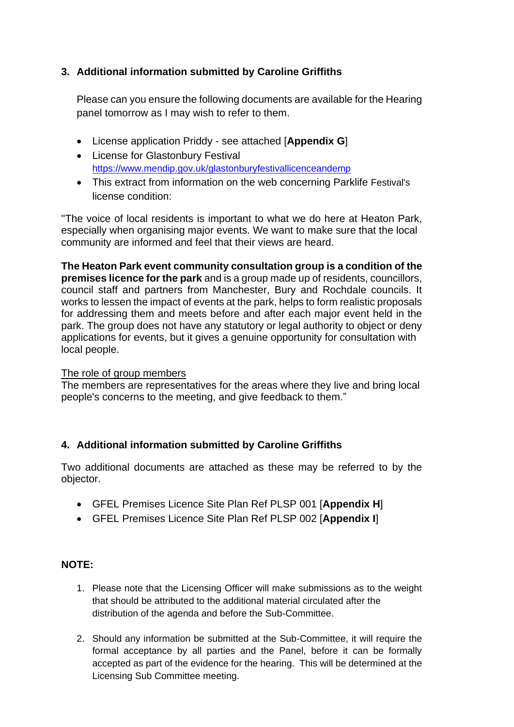## 3. Additional information submitted by Caroline Griffiths

Please can you ensure the following documents are available for the Hearing panel tomorrow as I may wish to refer to them.

- License application Priddy - see attached [**Appendix G**]
- License for Glastonbury Festival https://www.mendip.gov.uk/glastonburyfestivallicenceandemp
- This extract from information on the web concerning Parklife Festival's license condition:

"The voice of local residents is important to what we do here at Heaton Park, especially when organising major events. We want to make sure that the local community are informed and feel that their views are heard.

**The Heaton Park event community consultation group is a condition of the premises licence for the park** and is a group made up of residents, councillors, council staff and partners from Manchester, Bury and Rochdale councils. It works to lessen the impact of events at the park, helps to form realistic proposals for addressing them and meets before and after each major event held in the park. The group does not have any statutory or legal authority to object or deny applications for events, but it gives a genuine opportunity for consultation with local people.

<u>The role of group members</u>
The members are representatives for the areas where they live and bring local people's concerns to the meeting, and give feedback to them."

## 4. Additional information submitted by Caroline Griffiths

Two additional documents are attached as these may be referred to by the objector.

- GFEL Premises Licence Site Plan Ref PLSP 001 [**Appendix H**]
- GFEL Premises Licence Site Plan Ref PLSP 002 [**Appendix I**]

**NOTE:**

1. Please note that the Licensing Officer will make submissions as to the weight that should be attributed to the additional material circulated after the distribution of the agenda and before the Sub-Committee.

2. Should any information be submitted at the Sub-Committee, it will require the formal acceptance by all parties and the Panel, before it can be formally accepted as part of the evidence for the hearing. This will be determined at the Licensing Sub Committee meeting.